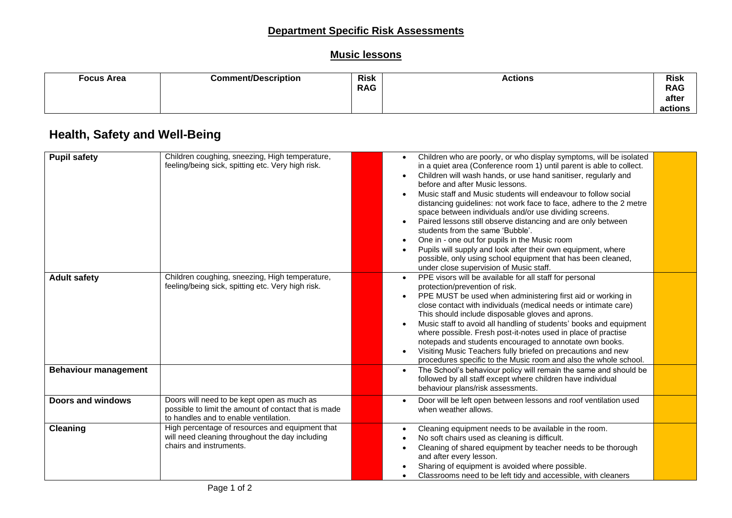# Department Specific Risk Assessments

## Music lessons

| Focus Area | Comment/Description | Risk RAG | Actions | Risk RAG after actions |
|---|---|---|---|---|

## Health, Safety and Well-Being

| Focus Area | Comment/Description | Risk RAG | Actions | Risk RAG after actions |
|---|---|---|---|---|
| **Pupil safety** | Children coughing, sneezing, High temperature, feeling/being sick, spitting etc. Very high risk. | | • Children who are poorly, or who display symptoms, will be isolated in a quiet area (Conference room 1) until parent is able to collect.<br>• Children will wash hands, or use hand sanitiser, regularly and before and after Music lessons.<br>• Music staff and Music students will endeavour to follow social distancing guidelines: not work face to face, adhere to the 2 metre space between individuals and/or use dividing screens.<br>• Paired lessons still observe distancing and are only between students from the same 'Bubble'.<br>• One in - one out for pupils in the Music room<br>• Pupils will supply and look after their own equipment, where possible, only using school equipment that has been cleaned, under close supervision of Music staff. | |
| **Adult safety** | Children coughing, sneezing, High temperature, feeling/being sick, spitting etc. Very high risk. | | • PPE visors will be available for all staff for personal protection/prevention of risk.<br>• PPE MUST be used when administering first aid or working in close contact with individuals (medical needs or intimate care) This should include disposable gloves and aprons.<br>• Music staff to avoid all handling of students' books and equipment where possible. Fresh post-it-notes used in place of practise notepads and students encouraged to annotate own books.<br>• Visiting Music Teachers fully briefed on precautions and new procedures specific to the Music room and also the whole school. | |
| **Behaviour management** | | | • The School's behaviour policy will remain the same and should be followed by all staff except where children have individual behaviour plans/risk assessments. | |
| **Doors and windows** | Doors will need to be kept open as much as possible to limit the amount of contact that is made to handles and to enable ventilation. | | • Door will be left open between lessons and roof ventilation used when weather allows. | |
| **Cleaning** | High percentage of resources and equipment that will need cleaning throughout the day including chairs and instruments. | | • Cleaning equipment needs to be available in the room.<br>• No soft chairs used as cleaning is difficult.<br>• Cleaning of shared equipment by teacher needs to be thorough and after every lesson.<br>• Sharing of equipment is avoided where possible.<br>• Classrooms need to be left tidy and accessible, with cleaners | |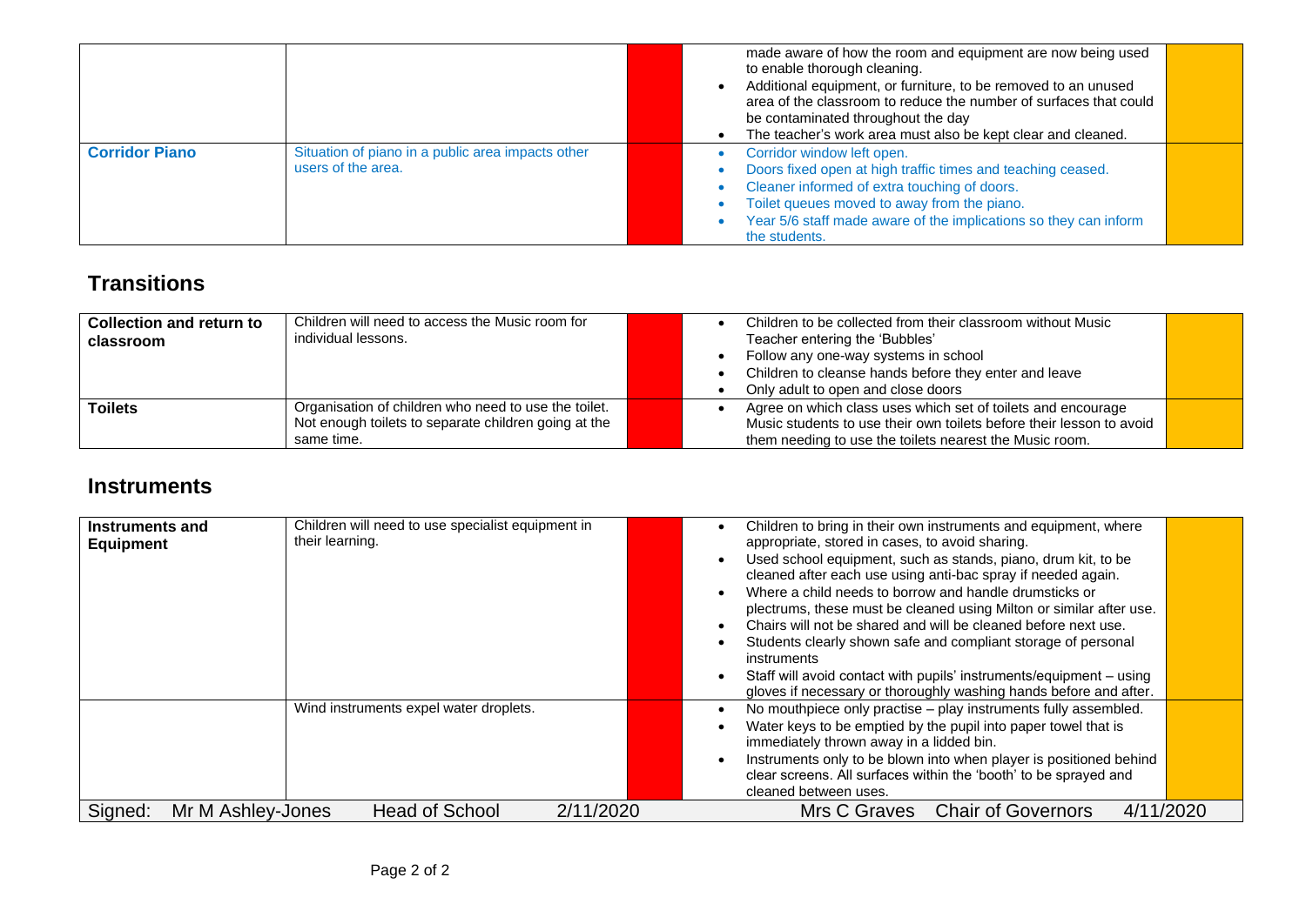| | | | | |
|---|---|---|---|---|
| | | | • made aware of how the room and equipment are now being used to enable thorough cleaning.<br>• Additional equipment, or furniture, to be removed to an unused area of the classroom to reduce the number of surfaces that could be contaminated throughout the day<br>• The teacher's work area must also be kept clear and cleaned. | |
| **Corridor Piano** | Situation of piano in a public area impacts other users of the area. | | • Corridor window left open.<br>• Doors fixed open at high traffic times and teaching ceased.<br>• Cleaner informed of extra touching of doors.<br>• Toilet queues moved to away from the piano.<br>• Year 5/6 staff made aware of the implications so they can inform the students. | |

## Transitions

| | | | | |
|---|---|---|---|---|
| **Collection and return to classroom** | Children will need to access the Music room for individual lessons. | | • Children to be collected from their classroom without Music Teacher entering the 'Bubbles'<br>• Follow any one-way systems in school<br>• Children to cleanse hands before they enter and leave<br>• Only adult to open and close doors | |
| **Toilets** | Organisation of children who need to use the toilet. Not enough toilets to separate children going at the same time. | | • Agree on which class uses which set of toilets and encourage Music students to use their own toilets before their lesson to avoid them needing to use the toilets nearest the Music room. | |

## Instruments

| | | | | |
|---|---|---|---|---|
| **Instruments and Equipment** | Children will need to use specialist equipment in their learning. | | • Children to bring in their own instruments and equipment, where appropriate, stored in cases, to avoid sharing.<br>• Used school equipment, such as stands, piano, drum kit, to be cleaned after each use using anti-bac spray if needed again.<br>• Where a child needs to borrow and handle drumsticks or plectrums, these must be cleaned using Milton or similar after use.<br>• Chairs will not be shared and will be cleaned before next use.<br>• Students clearly shown safe and compliant storage of personal instruments<br>• Staff will avoid contact with pupils' instruments/equipment – using gloves if necessary or thoroughly washing hands before and after. | |
| | Wind instruments expel water droplets. | | • No mouthpiece only practise – play instruments fully assembled.<br>• Water keys to be emptied by the pupil into paper towel that is immediately thrown away in a lidded bin.<br>• Instruments only to be blown into when player is positioned behind clear screens. All surfaces within the 'booth' to be sprayed and cleaned between uses. | |

Signed: Mr M Ashley-Jones Head of School 2/11/2020 Mrs C Graves Chair of Governors 4/11/2020